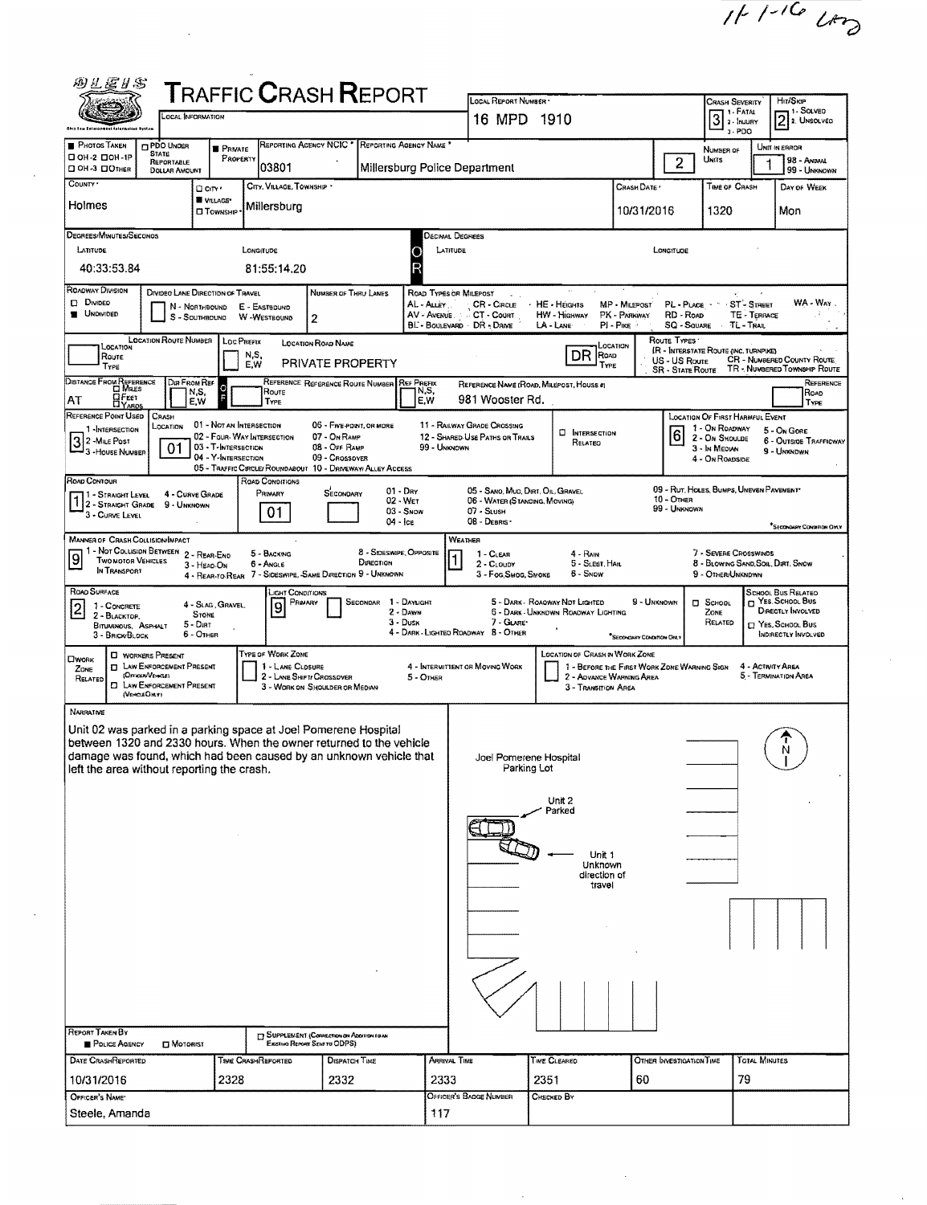11-1-16 LRD

# TRAFFIC CRASH REPORT

LOCAL INFORMATION

| LOCAL REPORT NUMBER | CRASH SEVERITY | HIT/SKIP |
|---|---|---|
| 16 MPD 1910 | 3 (1 - FATAL, 2 - INJURY, 3 - PDO) | 2 (1 - SOLVED, 2 - UNSOLVED) |

| PHOTOS TAKEN | PDO UNDER STATE REPORTABLE DOLLAR AMOUNT | PRIVATE PROPERTY | REPORTING AGENCY NCIC | REPORTING AGENCY NAME | NUMBER OF UNITS | UNIT IN ERROR |
|---|---|---|---|---|---|---|
| ☐ OH-2 ☐ OH-1P ☐ OH-3 ☐ OTHER | ☐ | ■ | 03801 | Millersburg Police Department | 2 | 1 (98 - ANIMAL, 99 - UNKNOWN) |

| COUNTY | CITY / VILLAGE / TOWNSHIP | CITY, VILLAGE, TOWNSHIP | CRASH DATE | TIME OF CRASH | DAY OF WEEK |
|---|---|---|---|---|---|
| Holmes | ■ VILLAGE | Millersburg | 10/31/2016 | 1320 | Mon |

DEGREES/MINUTES/SECONDS

| LATITUDE | LONGITUDE |
|---|---|
| 40:33:53.84 | 81:55:14.20 |

ROADWAY DIVISION: ■ UNDIVIDED
DIVIDED LANE DIRECTION OF TRAVEL: N - NORTHBOUND, S - SOUTHBOUND, E - EASTBOUND, W - WESTBOUND
NUMBER OF THRU LANES: 2

ROAD TYPES OR MILEPOST: AL - ALLEY, AV - AVENUE, BL - BOULEVARD, CR - CIRCLE, CT - COURT, DR - DRIVE, HE - HEIGHTS, HW - HIGHWAY, LA - LANE, MP - MILEPOST, PK - PARKWAY, PI - PIKE, PL - PLACE, RD - ROAD, SQ - SQUARE, ST - STREET, TE - TERRACE, TL - TRAIL, WA - WAY

LOCATION ROAD NAME: PRIVATE PROPERTY
LOCATION ROAD TYPE: DR

ROUTE TYPES: IR - INTERSTATE ROUTE (INC. TURNPIKE), US - US ROUTE, SR - STATE ROUTE, CR - NUMBERED COUNTY ROUTE, TR - NUMBERED TOWNSHIP ROUTE

DISTANCE FROM REFERENCE: AT
REFERENCE NAME (ROAD, MILEPOST, HOUSE #): 981 Wooster Rd.

REFERENCE POINT USED: 3 (1 - INTERSECTION, 2 - MILE POST, 3 - HOUSE NUMBER)
CRASH LOCATION: 01 (01 - NOT AN INTERSECTION, 02 - FOUR-WAY INTERSECTION, 03 - T-INTERSECTION, 04 - Y-INTERSECTION, 05 - TRAFFIC CIRCLE/ ROUNDABOUT, 06 - FIVE-POINT, OR MORE, 07 - ON RAMP, 08 - OFF RAMP, 09 - CROSSOVER, 10 - DRIVEWAY/ ALLEY ACCESS, 11 - RAILWAY GRADE CROSSING, 12 - SHARED-USE PATHS OR TRAILS, 99 - UNKNOWN)
☐ INTERSECTION RELATED
LOCATION OF FIRST HARMFUL EVENT: 6 (1 - ON ROADWAY, 2 - ON SHOULDE, 3 - IN MEDIAN, 4 - ON ROADSIDE, 5 - ON GORE, 6 - OUTSIDE TRAFFICWAY, 9 - UNKNOWN)

ROAD CONTOUR: 1 (1 - STRAIGHT LEVEL, 2 - STRAIGHT GRADE, 3 - CURVE LEVEL, 4 - CURVE GRADE, 9 - UNKNOWN)
ROAD CONDITIONS: PRIMARY 01 (01 - DRY, 02 - WET, 03 - SNOW, 04 - ICE, 05 - SAND, MUD, DIRT, OIL, GRAVEL, 06 - WATER (STANDING, MOVING), 07 - SLUSH, 08 - DEBRIS, 09 - RUT, HOLES, BUMPS, UNEVEN PAVEMENT, 10 - OTHER, 99 - UNKNOWN)

MANNER OF CRASH COLLISION/IMPACT: 9 (1 - NOT COLLISION BETWEEN TWO MOTOR VEHICLES IN TRANSPORT, 2 - REAR-END, 3 - HEAD-ON, 4 - REAR-TO-REAR, 5 - BACKING, 6 - ANGLE, 7 - SIDESWIPE, SAME DIRECTION, 8 - SIDESWIPE, OPPOSITE DIRECTION, 9 - UNKNOWN)
WEATHER: 1 (1 - CLEAR, 2 - CLOUDY, 3 - FOG, SMOG, SMOKE, 4 - RAIN, 5 - SLEET, HAIL, 6 - SNOW, 7 - SEVERE CROSSWINDS, 8 - BLOWING SAND, SOIL, DIRT, SNOW, 9 - OTHER/UNKNOWN)

ROAD SURFACE: 2 (1 - CONCRETE, 2 - BLACKTOP, BITUMINOUS, ASPHALT, 3 - BRICK/BLOCK, 4 - SLAG, GRAVEL, STONE, 5 - DIRT, 6 - OTHER)
LIGHT CONDITIONS: PRIMARY 9 (1 - DAYLIGHT, 2 - DAWN, 3 - DUSK, 4 - DARK - LIGHTED ROADWAY, 5 - DARK - ROADWAY NOT LIGHTED, 6 - DARK - UNKNOWN ROADWAY LIGHTING, 7 - GLARE, 8 - OTHER, 9 - UNKNOWN)
☐ SCHOOL ZONE RELATED
SCHOOL BUS RELATED: ☐ YES, SCHOOL BUS DIRECTLY INVOLVED ☐ YES, SCHOOL BUS INDIRECTLY INVOLVED

☐ WORK ZONE RELATED: ☐ WORKERS PRESENT, ☐ LAW ENFORCEMENT PRESENT (OFFICER/VEHICLE), ☐ LAW ENFORCEMENT PRESENT (VEHICLE ONLY)
TYPE OF WORK ZONE: 1 - LANE CLOSURE, 2 - LANE SHIFT/ CROSSOVER, 3 - WORK ON SHOULDER OR MEDIAN, 4 - INTERMITTENT OR MOVING WORK, 5 - OTHER
LOCATION OF CRASH IN WORK ZONE: 1 - BEFORE THE FIRST WORK ZONE WARNING SIGN, 2 - ADVANCE WARNING AREA, 3 - TRANSITION AREA, 4 - ACTIVITY AREA, 5 - TERMINATION AREA

## NARRATIVE

Unit 02 was parked in a parking space at Joel Pomerene Hospital between 1320 and 2330 hours. When the owner returned to the vehicle damage was found, which had been caused by an unknown vehicle that left the area without reporting the crash.

Diagram labels: Joel Pomerene Hospital Parking Lot; Unit 2 Parked; Unit 1 Unknown direction of travel; N

REPORT TAKEN BY: ■ POLICE AGENCY ☐ MOTORIST
☐ SUPPLEMENT (CORRECTION OR ADDITION TO AN EXISTING REPORT SENT TO ODPS)

| DATE CRASH REPORTED | TIME CRASH REPORTED | DISPATCH TIME | ARRIVAL TIME | TIME CLEARED | OTHER INVESTIGATION TIME | TOTAL MINUTES |
|---|---|---|---|---|---|---|
| 10/31/2016 | 2328 | 2332 | 2333 | 2351 | 60 | 79 |

| OFFICER'S NAME | OFFICER'S BADGE NUMBER | CHECKED BY |
|---|---|---|
| Steele, Amanda | 117 | |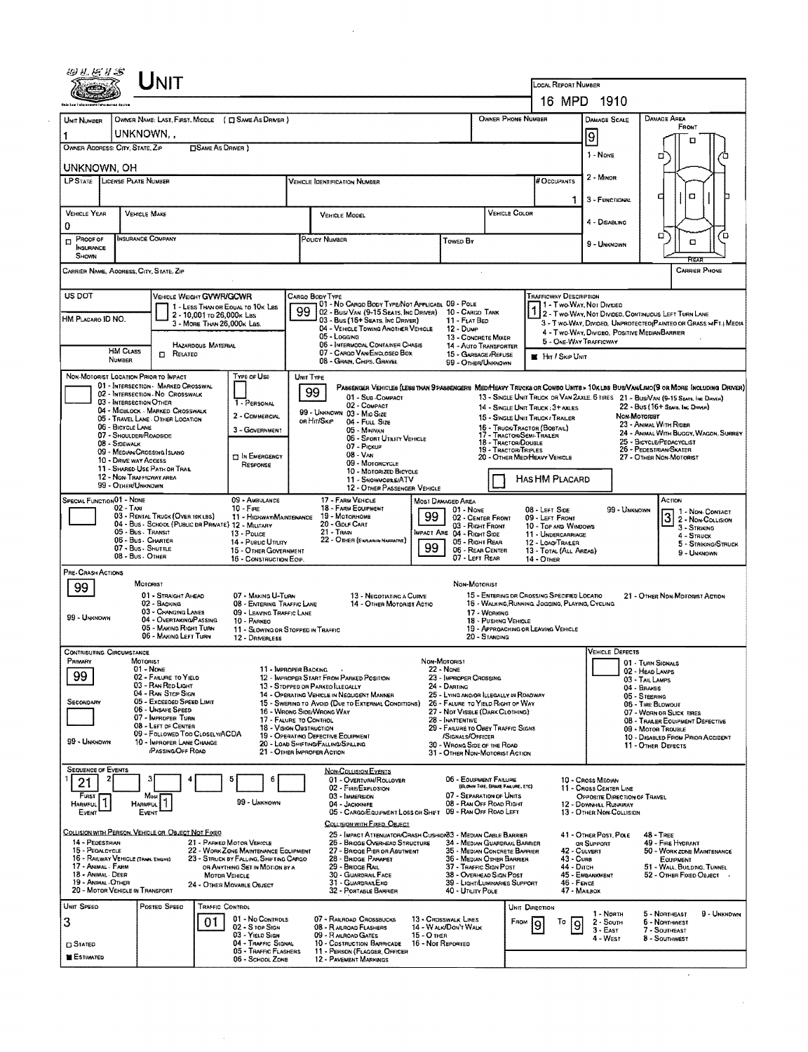# UNIT

**LOCAL REPORT NUMBER:** 16 MPD 1910

| UNIT NUMBER | OWNER NAME: LAST, FIRST, MIDDLE ( ☐ SAME AS DRIVER ) | OWNER PHONE NUMBER | DAMAGE SCALE | DAMAGE AREA |
|---|---|---|---|---|
| 1 | UNKNOWN, , | | 9 | FRONT |

**OWNER ADDRESS: CITY, STATE, ZIP** ☐ SAME AS DRIVER )

UNKNOWN, OH

DAMAGE SCALE: 1 - NONE, 2 - MINOR, 3 - FUNCTIONAL, 4 - DISABLING, 9 - UNKNOWN

| LP STATE | LICENSE PLATE NUMBER | VEHICLE IDENTIFICATION NUMBER | # OCCUPANTS |
|---|---|---|---|
| | | | 1 |

| VEHICLE YEAR | VEHICLE MAKE | VEHICLE MODEL | VEHICLE COLOR |
|---|---|---|---|
| 0 | | | |

| ☐ PROOF OF INSURANCE SHOWN | INSURANCE COMPANY | POLICY NUMBER | TOWED BY |
|---|---|---|---|
| | | | |

CARRIER NAME, ADDRESS, CITY, STATE, ZIP — CARRIER PHONE

US DOT — VEHICLE WEIGHT GVWR/GCWR: 1 - LESS THAN OR EQUAL TO 10K LBS; 2 - 10,001 TO 26,000K LBS; 3 - MORE THAN 26,000K LBS.

HM PLACARD ID NO. — HAZARDOUS MATERIAL ☐ RELATED — HM CLASS NUMBER

**CARGO BODY TYPE: 99**
01 - NO CARGO BODY TYPE/NOT APPLICABLE; 02 - BUS/VAN (9-15 SEATS, INC DRIVER); 03 - BUS (16+ SEATS, INC DRIVER); 04 - VEHICLE TOWING ANOTHER VEHICLE; 05 - LOGGING; 06 - INTERMODAL CONTAINER CHASIS; 07 - CARGO VAN/ENCLOSED BOX; 08 - GRAIN, CHIPS, GRAVEL; 09 - POLE; 10 - CARGO TANK; 11 - FLAT BED; 12 - DUMP; 13 - CONCRETE MIXER; 14 - AUTO TRANSPORTER; 15 - GARBAGE/REFUSE; 99 - OTHER/UNKNOWN

**TRAFFICWAY DESCRIPTION: 1**
1 - TWO-WAY, NOT DIVIDED; 2 - TWO-WAY, NOT DIVIDED, CONTINUOUS LEFT TURN LANE; 3 - TWO-WAY, DIVIDED, UNPROTECTED(PAINTED OR GRASS >4FT.) MEDIA; 4 - TWO-WAY, DIVIDED, POSITIVE MEDIAN BARRIER; 5 - ONE-WAY TRAFFICWAY

■ HIT / SKIP UNIT

**NON-MOTORIST LOCATION PRIOR TO IMPACT:**
01 - INTERSECTION - MARKED CROSSWALK; 02 - INTERSECTION - NO CROSSWALK; 03 - INTERSECTION OTHER; 04 - MIDBLOCK - MARKED CROSSWALK; 05 - TRAVEL LANE - OTHER LOCATION; 06 - BICYCLE LANE; 07 - SHOULDER/ROADSIDE; 08 - SIDEWALK; 09 - MEDIAN/CROSSING ISLAND; 10 - DRIVE WAY ACCESS; 11 - SHARED-USE PATH OR TRAIL; 12 - NON-TRAFFICWAY AREA; 99 - OTHER/UNKNOWN

**TYPE OF USE:** 1 - PERSONAL; 2 - COMMERCIAL; 3 - GOVERNMENT; ☐ IN EMERGENCY RESPONSE

**UNIT TYPE: 99**
PASSENGER VEHICLES (LESS THAN 9 PASSENGERS MED/HEAVY TRUCKS OR COMBO UNITS > 10K LBS BUS/VAN/LIMO(9 OR MORE INCLUDING DRIVER)
01 - SUB-COMPACT; 02 - COMPACT; 99 - UNKNOWN 03 - MID SIZE; OR HIT/SKIP 04 - FULL SIZE; 05 - MINIVAN; 06 - SPORT UTILITY VEHICLE; 07 - PICKUP; 08 - VAN; 09 - MOTORCYCLE; 10 - MOTORIZED BICYCLE; 11 - SNOWMOBILE/ATV; 12 - OTHER PASSENGER VEHICLE
13 - SINGLE UNIT TRUCK OR VAN 2AXLE, 6 TIRES; 14 - SINGLE UNIT TRUCK; 3+ AXLES; 15 - SINGLE UNIT TRUCK / TRAILER; 16 - TRUCK/TRACTOR (BOBTAIL); 17 - TRACTOR/SEMI-TRAILER; 18 - TRACTOR/DOUBLE; 19 - TRACTOR/TRIPLES; 20 - OTHER MED/HEAVY VEHICLE
21 - BUS/VAN (9-15 SEATS, INC DRIVER); 22 - BUS (16+ SEATS, INC DRIVER)
NON-MOTORIST: 23 - ANIMAL WITH RIDER; 24 - ANIMAL WITH BUGGY, WAGON, SURREY; 25 - BICYCLE/PEDACYCLIST; 26 - PEDESTRIAN/SKATER; 27 - OTHER NON-MOTORIST
☐ HAS HM PLACARD

**SPECIAL FUNCTION:**
01 - NONE; 02 - TAXI; 03 - RENTAL TRUCK (OVER 10K LBS); 04 - BUS - SCHOOL (PUBLIC OR PRIVATE); 05 - BUS - TRANSIT; 06 - BUS - CHARTER; 07 - BUS - SHUTTLE; 08 - BUS - OTHER; 09 - AMBULANCE; 10 - FIRE; 11 - HIGHWAY/MAINTENANCE; 12 - MILITARY; 13 - POLICE; 14 - PUBLIC UTILITY; 15 - OTHER GOVERNMENT; 16 - CONSTRUCTION EQIP.; 17 - FARM VEHICLE; 18 - FARM EQUIPMENT; 19 - MOTORHOME; 20 - GOLF CART; 21 - TRAIN; 22 - OTHER (EXPLAIN IN NARRATIVE)

**MOST DAMAGED AREA: 99** — **IMPACT ARE: 99**
01 - NONE; 02 - CENTER FRONT; 03 - RIGHT FRONT; 04 - RIGHT SIDE; 05 - RIGHT REAR; 06 - REAR CENTER; 07 - LEFT REAR; 08 - LEFT SIDE; 09 - LEFT FRONT; 10 - TOP AND WINDOWS; 11 - UNDERCARRIAGE; 12 - LOAD/TRAILER; 13 - TOTAL (ALL AREAS); 14 - OTHER; 99 - UNKNOWN

**ACTION: 3**
1 - NON-CONTACT; 2 - NON-COLLISION; 3 - STRIKING; 4 - STRUCK; 5 - STRIKING/STRUCK; 9 - UNKNOWN

**PRE-CRASH ACTIONS: 99**
MOTORIST: 01 - STRAIGHT AHEAD; 02 - BACKING; 03 - CHANGING LANES; 04 - OVERTAKING/PASSING; 05 - MAKING RIGHT TURN; 06 - MAKING LEFT TURN; 07 - MAKING U-TURN; 08 - ENTERING TRAFFIC LANE; 09 - LEAVING TRAFFIC LANE; 10 - PARKED; 11 - SLOWING OR STOPPED IN TRAFFIC; 12 - DRIVERLESS; 13 - NEGOTIATING A CURVE; 14 - OTHER MOTORIST ACTIO
NON-MOTORIST: 15 - ENTERING OR CROSSING SPECIFIED LOCATIO; 16 - WALKING,RUNNING, JOGGING, PLAYING, CYCLING; 17 - WORKING; 18 - PUSHING VEHICLE; 19 - APPROACHING OR LEAVING VEHICLE; 20 - STANDING; 21 - OTHER NON-MOTORIST ACTION
99 - UNKNOWN

**CONTRIBUTING CIRCUMSTANCE — PRIMARY: 99; SECONDARY: (blank)**
MOTORIST: 01 - NONE; 02 - FAILURE TO YIELD; 03 - RAN RED LIGHT; 04 - RAN STOP SIGN; 05 - EXCEEDED SPEED LIMIT; 06 - UNSAFE SPEED; 07 - IMPROPER TURN; 08 - LEFT OF CENTER; 09 - FOLLOWED TOO CLOSELY/ACDA; 10 - IMPROPER LANE CHANGE /PASSING/OFF ROAD; 11 - IMPROPER BACKING; 12 - IMPROPER START FROM PARKED POSITION; 13 - STOPPED OR PARKED ILLEGALLY; 14 - OPERATING VEHICLE IN NEGLIGENT MANNER; 15 - SWERING TO AVOID (DUE TO EXTERNAL CONDITIONS); 16 - WRONG SIDE/WRONG WAY; 17 - FAILURE TO CONTROL; 18 - VISION OBSTRUCTION; 19 - OPERATING DEFECTIVE EQUIPMENT; 20 - LOAD SHIFTING/FALLING/SPILLING; 21 - OTHER IMPROPER ACTION
NON-MOTORIST: 22 - NONE; 23 - IMPROPER CROSSING; 24 - DARTING; 25 - LYING AND/OR ILLEGALLY IN ROADWAY; 26 - FALURE TO YIELD RIGHT OF WAY; 27 - NOT VISIBLE (DARK CLOTHING); 28 - INATTENTIVE; 29 - FAILURE TO OBEY TRAFFIC SIGNS /SIGNALS/OFFICER; 30 - WRONG SIDE OF THE ROAD; 31 - OTHER NON-MOTORIST ACTION
99 - UNKNOWN

**VEHICLE DEFECTS:** 01 - TURN SIGNALS; 02 - HEAD LAMPS; 03 - TAIL LAMPS; 04 - BRAKES; 05 - STEERING; 06 - TIRE BLOWOUT; 07 - WORN OR SLICK TIRES; 08 - TRAILER EQUIPMENT DEFECTIVE; 09 - MOTOR TROUBLE; 10 - DISABLED FROM PRIOR ACCIDENT; 11 - OTHER DEFECTS

**SEQUENCE OF EVENTS:** 1: 21; 2: ; 3: ; 4: ; 5: ; 6:
FIRST HARMFUL EVENT: 1 — MOST HARMFUL EVENT: 1 — 99 - UNKNOWN

NON-COLLISION EVENTS: 01 - OVERTURN/ROLLOVER; 02 - FIRE/EXPLOSION; 03 - IMMERSION; 04 - JACKKNIFE; 05 - CARGO/EQUIPMENT LOSS OR SHIFT; 06 - EQUIPMENT FAILURE (BLOWN TIRE, BRAKE FAILURE, ETC); 07 - SEPARATION OF UNITS; 08 - RAN OFF ROAD RIGHT; 09 - RAN OFF ROAD LEFT; 10 - CROSS MEDIAN; 11 - CROSS CENTER LINE OPPOSITE DIRECTION OF TRAVEL; 12 - DOWNHILL RUNAWAY; 13 - OTHER NON-COLLISION

COLLISION WITH PERSON, VEHICLE OR OBJECT NOT FIXED: 14 - PEDESTRIAN; 15 - PEDALCYCLE; 16 - RAILWAY VEHICLE (TRAIN, ENGINE); 17 - ANIMAL - FARM; 18 - ANIMAL - DEER; 19 - ANIMAL -OTHER; 20 - MOTOR VEHICLE IN TRANSPORT; 21 - PARKED MOTOR VEHICLE; 22 - WORK ZONE MAINTENANCE EQUIPMENT; 23 - STRUCK BY FALLING, SHIFTING CARGO OR ANYTHING SET IN MOTION BY A MOTOR VEHICLE; 24 - OTHER MOVABLE OBJECT

COLLISION WITH FIXED, OBJECT: 25 - IMPACT ATTENUATOR/CRASH CUSHION; 26 - BRIDGE OVERHEAD STRUCTURE; 27 - BRIDGE PIER OR ABUTMENT; 28 - BRIDGE PARAPET; 29 - BRIDGE RAIL; 30 - GUARDRAIL FACE; 31 - GUARDRAIL END; 32 - PORTABLE BARRIER; 33 - MEDIAN CABLE BARRIER; 34 - MEDIAN GUARDRAIL BARRIER; 35 - MEDIAN CONCRETE BARRIER; 36 - MEDIAN OTHER BARRIER; 37 - TRAFFIC SIGN POST; 38 - OVERHEAD SIGN POST; 39 - LIGHT/LUMINARIES SUPPORT; 40 - UTILITY POLE; 41 - OTHER POST, POLE OR SUPPORT; 42 - CULVERT; 43 - CURB; 44 - DITCH; 45 - EMBANKMENT; 46 - FENCE; 47 - MAILBOX; 48 - TREE; 49 - FIRE HYDRANT; 50 - WORK ZONE MAINTENANCE EQUIPMENT; 51 - WALL, BUILDING, TUNNEL; 52 - OTHER FIXED OBJECT

| UNIT SPEED | POSTED SPEED | TRAFFIC CONTROL | UNIT DIRECTION |
|---|---|---|---|
| 3 | | 01 | FROM 9 TO 9 |

☐ STATED ■ ESTIMATED

TRAFFIC CONTROL: 01 - NO CONTROLS; 02 - STOP SIGN; 03 - YIELD SIGN; 04 - TRAFFIC SIGNAL; 05 - TRAFFIC FLASHERS; 06 - SCHOOL ZONE; 07 - RAILROAD CROSSBUCKS; 08 - RAILROAD FLASHERS; 09 - RAILROAD GATES; 10 - COSTRUCTION BARRICADE; 11 - PERSON (FLAGGER, OFFICER; 12 - PAVEMENT MARKINGS; 13 - CROSSWALK LINES; 14 - WALK/DON'T WALK; 15 - OTHER; 16 - NOT REPORTED

UNIT DIRECTION: 1 - NORTH; 2 - SOUTH; 3 - EAST; 4 - WEST; 5 - NORTHEAST; 6 - NORTHWEST; 7 - SOUTHEAST; 8 - SOUTHWEST; 9 - UNKNOWN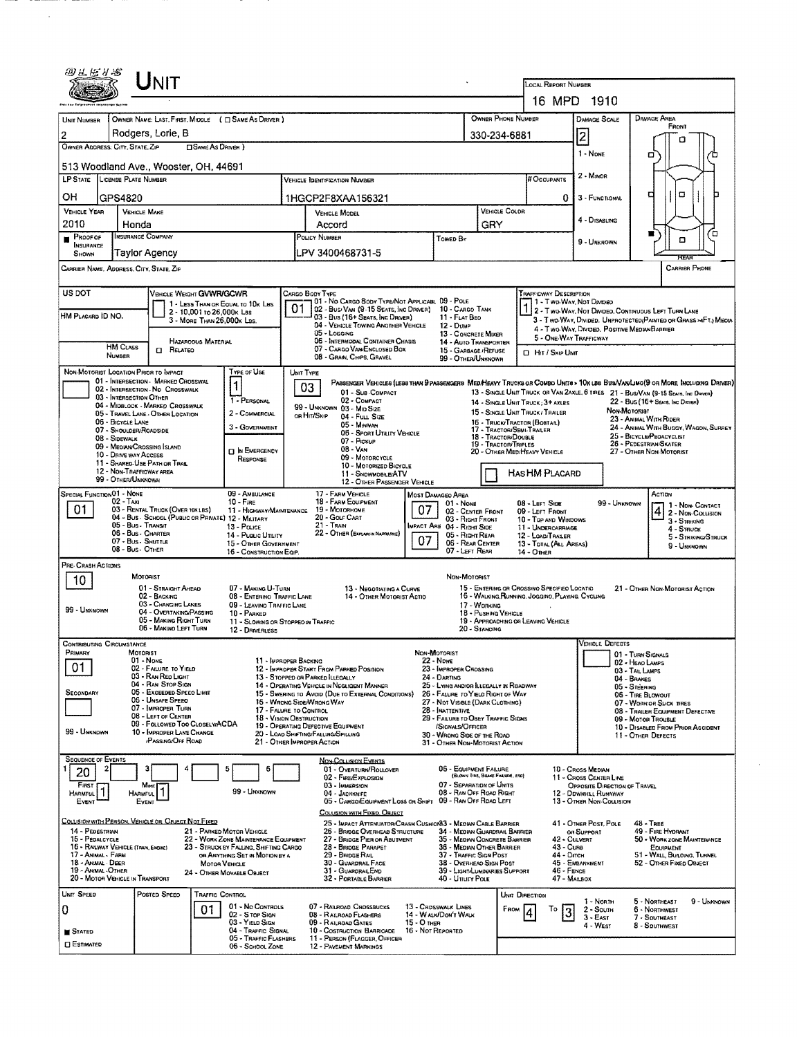# UNIT

**LOCAL REPORT NUMBER:** 16 MPD 1910

| UNIT NUMBER | OWNER NAME: LAST, FIRST, MIDDLE ( ☐ SAME AS DRIVER ) | OWNER PHONE NUMBER | DAMAGE SCALE | DAMAGE AREA |
|---|---|---|---|---|
| 2 | Rodgers, Lorie, B | 330-234-6881 | 2 | FRONT |

**OWNER ADDRESS: CITY, STATE, ZIP** ( ☐ SAME AS DRIVER ): 513 Woodland Ave., Wooster, OH, 44691

**DAMAGE SCALE:** 1 - NONE; 2 - MINOR; 3 - FUNCTIONAL; 4 - DISABLING; 9 - UNKNOWN

| LP STATE | LICENSE PLATE NUMBER | VEHICLE IDENTIFICATION NUMBER | # OCCUPANTS |
|---|---|---|---|
| OH | GPS4820 | 1HGCP2F8XAA156321 | 0 |

| VEHICLE YEAR | VEHICLE MAKE | VEHICLE MODEL | VEHICLE COLOR |
|---|---|---|---|
| 2010 | Honda | Accord | GRY |

| ■ PROOF OF INSURANCE SHOWN | INSURANCE COMPANY | POLICY NUMBER | TOWED BY |
|---|---|---|---|
| | Taylor Agency | LPV 3400468731-5 | |

**CARRIER NAME, ADDRESS, CITY, STATE, ZIP:**

**CARRIER PHONE:**

**US DOT:**

**HM PLACARD ID NO.:**

**HM CLASS NUMBER:**

**VEHICLE WEIGHT GVWR/GCWR:** 1 - LESS THAN OR EQUAL TO 10K LBS; 2 - 10,001 TO 26,000K LBS; 3 - MORE THAN 26,000K LBS.

**HAZARDOUS MATERIAL:** ☐ RELATED

**CARGO BODY TYPE:** 01
01 - NO CARGO BODY TYPE/NOT APPLICABLE; 02 - BUS/VAN (9-15 SEATS, INC DRIVER); 03 - BUS (16+ SEATS, INC DRIVER); 04 - VEHICLE TOWING ANOTHER VEHICLE; 05 - LOGGING; 06 - INTERMODAL CONTAINER CHASIS; 07 - CARGO VAN/ENCLOSED BOX; 08 - GRAIN, CHIPS, GRAVEL; 09 - POLE; 10 - CARGO TANK; 11 - FLAT BED; 12 - DUMP; 13 - CONCRETE MIXER; 14 - AUTO TRANSPORTER; 15 - GARBAGE/REFUSE; 99 - OTHER/UNKNOWN

**TRAFFICWAY DESCRIPTION:** 1
1 - TWO-WAY, NOT DIVIDED; 2 - TWO-WAY, NOT DIVIDED, CONTINUOUS LEFT TURN LANE; 3 - TWO-WAY, DIVIDED, UNPROTECTED (PAINTED OR GRASS >4FT.) MEDIA; 4 - TWO-WAY, DIVIDED, POSITIVE MEDIAN BARRIER; 5 - ONE-WAY TRAFFICWAY

☐ HIT / SKIP UNIT

**NON-MOTORIST LOCATION PRIOR TO IMPACT:**
01 - INTERSECTION - MARKED CROSSWALK; 02 - INTERSECTION - NO CROSSWALK; 03 - INTERSECTION OTHER; 04 - MIDBLOCK - MARKED CROSSWALK; 05 - TRAVEL LANE - OTHER LOCATION; 06 - BICYCLE LANE; 07 - SHOULDER/ROADSIDE; 08 - SIDEWALK; 09 - MEDIAN/CROSSING ISLAND; 10 - DRIVE WAY ACCESS; 11 - SHARED-USE PATH OR TRAIL; 12 - NON-TRAFFICWAY AREA; 99 - OTHER/UNKNOWN

**TYPE OF USE:** 1
1 - PERSONAL; 2 - COMMERCIAL; 3 - GOVERNMENT; ☐ IN EMERGENCY RESPONSE

**UNIT TYPE:** 03
PASSENGER VEHICLES (LESS THAN 9 PASSENGERS MED/HEAVY TRUCKS OR COMBO UNITS > 10K LBS BUS/VAN/LIMO (9 OR MORE INCLUDING DRIVER)
01 - SUB COMPACT; 02 - COMPACT; 99 - UNKNOWN 03 - MID SIZE; OR HIT/SKIP 04 - FULL SIZE; 05 - MINIVAN; 06 - SPORT UTILITY VEHICLE; 07 - PICKUP; 08 - VAN; 09 - MOTORCYCLE; 10 - MOTORIZED BICYCLE; 11 - SNOWMOBILE/ATV; 12 - OTHER PASSENGER VEHICLE
13 - SINGLE UNIT TRUCK OR VAN 2AXLE, 6 TIRES; 14 - SINGLE UNIT TRUCK; 3+ AXLES; 15 - SINGLE UNIT TRUCK / TRAILER; 16 - TRUCK/TRACTOR (BOBTAIL); 17 - TRACTOR/SEMI-TRAILER; 18 - TRACTOR/DOUBLE; 19 - TRACTOR/TRIPLES; 20 - OTHER MED/HEAVY VEHICLE
21 - BUS/VAN (9-15 SEATS, INC DRIVER); 22 - BUS (16+ SEATS, INC DRIVER)
NON-MOTORIST: 23 - ANIMAL WITH RIDER; 24 - ANIMAL WITH BUGGY, WAGON, SURREY; 25 - BICYCLE/PEDACYCLIST; 26 - PEDESTRIAN/SKATER; 27 - OTHER NON-MOTORIST

☐ HAS HM PLACARD

**SPECIAL FUNCTION:** 01
01 - NONE; 02 - TAXI; 03 - RENTAL TRUCK (OVER 10K LBS); 04 - BUS - SCHOOL (PUBLIC OR PRIVATE); 05 - BUS - TRANSIT; 06 - BUS - CHARTER; 07 - BUS - SHUTTLE; 08 - BUS - OTHER; 09 - AMBULANCE; 10 - FIRE; 11 - HIGHWAY/MAINTENANCE; 12 - MILITARY; 13 - POLICE; 14 - PUBLIC UTILITY; 15 - OTHER GOVERNMENT; 16 - CONSTRUCTION EQIP.; 17 - FARM VEHICLE; 18 - FARM EQUIPMENT; 19 - MOTORHOME; 20 - GOLF CART; 21 - TRAIN; 22 - OTHER (EXPLAIN IN NARRATIVE)

**MOST DAMAGED AREA:** 07
**IMPACT ARE:** 07
01 - NONE; 02 - CENTER FRONT; 03 - RIGHT FRONT; 04 - RIGHT SIDE; 05 - RIGHT REAR; 06 - REAR CENTER; 07 - LEFT REAR; 08 - LEFT SIDE; 09 - LEFT FRONT; 10 - TOP AND WINDOWS; 11 - UNDERCARRIAGE; 12 - LOAD/TRAILER; 13 - TOTAL (ALL AREAS); 14 - OTHER; 99 - UNKNOWN

**ACTION:** 4
1 - NON-CONTACT; 2 - NON-COLLISION; 3 - STRIKING; 4 - STRUCK; 5 - STRIKING/STRUCK; 9 - UNKNOWN

**PRE-CRASH ACTIONS:** 10
MOTORIST: 01 - STRAIGHT AHEAD; 02 - BACKING; 03 - CHANGING LANES; 04 - OVERTAKING/PASSING; 05 - MAKING RIGHT TURN; 06 - MAKING LEFT TURN; 07 - MAKING U-TURN; 08 - ENTERING TRAFFIC LANE; 09 - LEAVING TRAFFIC LANE; 10 - PARKED; 11 - SLOWING OR STOPPED IN TRAFFIC; 12 - DRIVERLESS; 13 - NEGOTIATING A CURVE; 14 - OTHER MOTORIST ACTIO
99 - UNKNOWN
NON-MOTORIST: 15 - ENTERING OR CROSSING SPECIFIED LOCATIO; 16 - WALKING, RUNNING, JOGGING, PLAYING, CYCLING; 17 - WORKING; 18 - PUSHING VEHICLE; 19 - APPROACHING OR LEAVING VEHICLE; 20 - STANDING; 21 - OTHER NON-MOTORIST ACTION

**CONTRIBUTING CIRCUMSTANCE**
PRIMARY: 01
SECONDARY:
99 - UNKNOWN
MOTORIST: 01 - NONE; 02 - FAILURE TO YIELD; 03 - RAN RED LIGHT; 04 - RAN STOP SIGN; 05 - EXCEEDED SPEED LIMIT; 06 - UNSAFE SPEED; 07 - IMPROPER TURN; 08 - LEFT OF CENTER; 09 - FOLLOWED TOO CLOSELY/ACDA; 10 - IMPROPER LANE CHANGE /PASSING/OFF ROAD; 11 - IMPROPER BACKING; 12 - IMPROPER START FROM PARKED POSITION; 13 - STOPPED OR PARKED ILLEGALLY; 14 - OPERATING VEHICLE IN NEGLIGENT MANNER; 15 - SWERING TO AVOID (DUE TO EXTERNAL CONDITIONS); 16 - WRONG SIDE/WRONG WAY; 17 - FAILURE TO CONTROL; 18 - VISION OBSTRUCTION; 19 - OPERATING DEFECTIVE EQUIPMENT; 20 - LOAD SHIFTING/FALLING/SPILLING; 21 - OTHER IMPROPER ACTION
NON-MOTORIST: 22 - NONE; 23 - IMPROPER CROSSING; 24 - DARTING; 25 - LYING AND/OR ILLEGALLY IN ROADWAY; 26 - FAILURE TO YIELD RIGHT OF WAY; 27 - NOT VISIBLE (DARK CLOTHING); 28 - INATTENTIVE; 29 - FAILURE TO OBEY TRAFFIC SIGNS /SIGNALS/OFFICER; 30 - WRONG SIDE OF THE ROAD; 31 - OTHER NON-MOTORIST ACTION

**VEHICLE DEFECTS:**
01 - TURN SIGNALS; 02 - HEAD LAMPS; 03 - TAIL LAMPS; 04 - BRAKES; 05 - STEERING; 06 - TIRE BLOWOUT; 07 - WORN OR SLICK TIRES; 08 - TRAILER EQUIPMENT DEFECTIVE; 09 - MOTOR TROUBLE; 10 - DISABLED FROM PRIOR ACCIDENT; 11 - OTHER DEFECTS

**SEQUENCE OF EVENTS:** 1: 20; 2: ; 3: ; 4: ; 5: ; 6:
FIRST HARMFUL EVENT: 1
MOST HARMFUL EVENT: 1
99 - UNKNOWN

NON-COLLISION EVENTS: 01 - OVERTURN/ROLLOVER; 02 - FIRE/EXPLOSION; 03 - IMMERSION; 04 - JACKKNIFE; 05 - CARGO/EQUIPMENT LOSS OR SHIFT; 06 - EQUIPMENT FAILURE (BLOWN TIRE, BRAKE FAILURE, ETC); 07 - SEPARATION OF UNITS; 08 - RAN OFF ROAD RIGHT; 09 - RAN OFF ROAD LEFT; 10 - CROSS MEDIAN; 11 - CROSS CENTER LINE OPPOSITE DIRECTION OF TRAVEL; 12 - DOWNHILL RUNAWAY; 13 - OTHER NON-COLLISION

COLLISION WITH PERSON, VEHICLE OR OBJECT NOT FIXED: 14 - PEDESTRIAN; 15 - PEDALCYCLE; 16 - RAILWAY VEHICLE (TRAIN, ENGINE); 17 - ANIMAL - FARM; 18 - ANIMAL - DEER; 19 - ANIMAL - OTHER; 20 - MOTOR VEHICLE IN TRANSPORT; 21 - PARKED MOTOR VEHICLE; 22 - WORK ZONE MAINTENANCE EQUIPMENT; 23 - STRUCK BY FALLING, SHIFTING CARGO OR ANYTHING SET IN MOTION BY A MOTOR VEHICLE; 24 - OTHER MOVABLE OBJECT

COLLISION WITH FIXED, OBJECT: 25 - IMPACT ATTENUATOR/CRASH CUSHION; 26 - BRIDGE OVERHEAD STRUCTURE; 27 - BRIDGE PIER OR ABUTMENT; 28 - BRIDGE PARAPET; 29 - BRIDGE RAIL; 30 - GUARDRAIL FACE; 31 - GUARDRAIL END; 32 - PORTABLE BARRIER; 33 - MEDIAN CABLE BARRIER; 34 - MEDIAN GUARDRAIL BARRIER; 35 - MEDIAN CONCRETE BARRIER; 36 - MEDIAN OTHER BARRIER; 37 - TRAFFIC SIGN POST; 38 - OVERHEAD SIGN POST; 39 - LIGHT/LUMINARIES SUPPORT; 40 - UTILITY POLE; 41 - OTHER POST, POLE OR SUPPORT; 42 - CULVERT; 43 - CURB; 44 - DITCH; 45 - EMBANKMENT; 46 - FENCE; 47 - MAILBOX; 48 - TREE; 49 - FIRE HYDRANT; 50 - WORK ZONE MAINTENANCE EQUIPMENT; 51 - WALL, BUILDING, TUNNEL; 52 - OTHER FIXED OBJECT

| UNIT SPEED | POSTED SPEED | TRAFFIC CONTROL | UNIT DIRECTION |
|---|---|---|---|
| 0 | | 01 | FROM 4 TO 3 |

■ STATED
☐ ESTIMATED

TRAFFIC CONTROL: 01 - NO CONTROLS; 02 - STOP SIGN; 03 - YIELD SIGN; 04 - TRAFFIC SIGNAL; 05 - TRAFFIC FLASHERS; 06 - SCHOOL ZONE; 07 - RAILROAD CROSSBUCKS; 08 - RAILROAD FLASHERS; 09 - RAILROAD GATES; 10 - COSTRUCTION BARRICADE; 11 - PERSON (FLAGGER, OFFICER; 12 - PAVEMENT MARKINGS; 13 - CROSSWALK LINES; 14 - WALK/DON'T WALK; 15 - OTHER; 16 - NOT REPORTED

UNIT DIRECTION: 1 - NORTH; 2 - SOUTH; 3 - EAST; 4 - WEST; 5 - NORTHEAST; 6 - NORTHWEST; 7 - SOUTHEAST; 8 - SOUTHWEST; 9 - UNKNOWN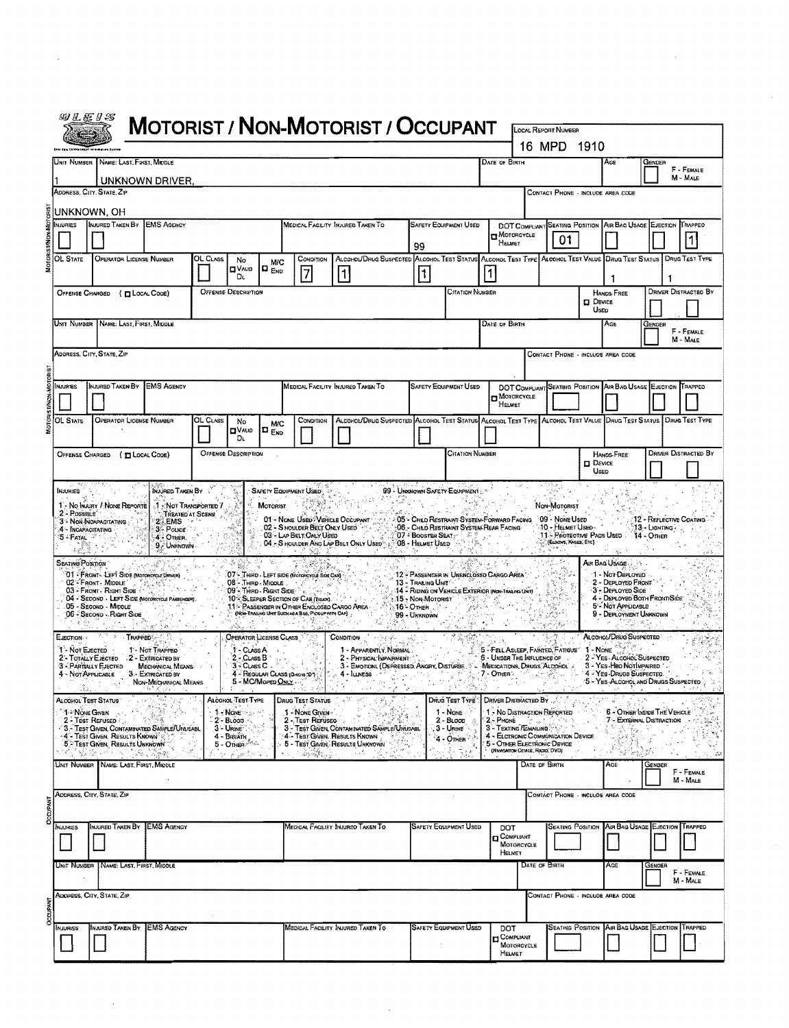# MOTORIST / NON-MOTORIST / OCCUPANT

OLEIS

LOCAL REPORT NUMBER: 16 MPD 1910

## MOTORIST/NON-MOTORIST

| UNIT NUMBER | NAME: LAST, FIRST, MIDDLE | DATE OF BIRTH | AGE | GENDER (F - FEMALE, M - MALE) |
|---|---|---|---|---|
| 1 | UNKNOWN DRIVER, | | | |

| ADDRESS, CITY, STATE, ZIP | CONTACT PHONE - INCLUDE AREA CODE |
|---|---|
| UNKNOWN, OH | |

| INJURIES | INJURED TAKEN BY | EMS AGENCY | MEDICAL FACILITY INJURED TAKEN TO | SAFETY EQUIPMENT USED | DOT COMPLIANT MOTORCYCLE HELMET | SEATING POSITION | AIR BAG USAGE | EJECTION | TRAPPED |
|---|---|---|---|---|---|---|---|---|---|
| | | | | 99 | | 01 | | | 1 |

| OL STATE | OPERATOR LICENSE NUMBER | OL CLASS | NO VALID DL | M/C END | CONDITION | ALCOHOL/DRUG SUSPECTED | ALCOHOL TEST STATUS | ALCOHOL TEST TYPE | ALCOHOL TEST VALUE | DRUG TEST STATUS | DRUG TEST TYPE |
|---|---|---|---|---|---|---|---|---|---|---|---|
| | | | | | 7 | 1 | 1 | 1 | | 1 | 1 |

| OFFENSE CHARGED ( LOCAL CODE) | OFFENSE DESCRIPTION | CITATION NUMBER | HANDS-FREE DEVICE USED | DRIVER DISTRACTED BY |
|---|---|---|---|---|
| | | | | |

## MOTORIST/NON-MOTORIST

| UNIT NUMBER | NAME: LAST, FIRST, MIDDLE | DATE OF BIRTH | AGE | GENDER (F - FEMALE, M - MALE) |
|---|---|---|---|---|
| | | | | |

| ADDRESS, CITY, STATE, ZIP | CONTACT PHONE - INCLUDE AREA CODE |
|---|---|
| | |

| INJURIES | INJURED TAKEN BY | EMS AGENCY | MEDICAL FACILITY INJURED TAKEN TO | SAFETY EQUIPMENT USED | DOT COMPLIANT MOTORCYCLE HELMET | SEATING POSITION | AIR BAG USAGE | EJECTION | TRAPPED |
|---|---|---|---|---|---|---|---|---|---|
| | | | | | | | | | |

| OL STATE | OPERATOR LICENSE NUMBER | OL CLASS | NO VALID DL | M/C END | CONDITION | ALCOHOL/DRUG SUSPECTED | ALCOHOL TEST STATUS | ALCOHOL TEST TYPE | ALCOHOL TEST VALUE | DRUG TEST STATUS | DRUG TEST TYPE |
|---|---|---|---|---|---|---|---|---|---|---|---|
| | | | | | | | | | | | |

| OFFENSE CHARGED ( LOCAL CODE) | OFFENSE DESCRIPTION | CITATION NUMBER | HANDS-FREE DEVICE USED | DRIVER DISTRACTED BY |
|---|---|---|---|---|
| | | | | |

## Codes

**INJURIES**
1 - NO INJURY / NONE REPORTED
2 - POSSIBLE
3 - NON-INCAPACITATING
4 - INCAPACITATING
5 - FATAL

**INJURED TAKEN BY**
1 - NOT TRANSPORTED / TREATED AT SCENE
2 - EMS
3 - POLICE
4 - OTHER
9 - UNKNOWN

**SAFETY EQUIPMENT USED**
99 - UNKNOWN SAFETY EQUIPMENT

MOTORIST
01 - NONE USED - VEHICLE OCCUPANT
02 - SHOULDER BELT ONLY USED
03 - LAP BELT ONLY USED
04 - SHOULDER AND LAP BELT ONLY USED
05 - CHILD RESTRAINT SYSTEM-FORWARD FACING
06 - CHILD RESTRAINT SYSTEM-REAR FACING
07 - BOOSTER SEAT
08 - HELMET USED

NON-MOTORIST
09 - NONE USED
10 - HELMET USED
11 - PROTECTIVE PADS USED (ELBOWS, KNEES, ETC)
12 - REFLECTIVE COATING
13 - LIGHTING
14 - OTHER

**SEATING POSITION**
01 - FRONT - LEFT SIDE (MOTORCYCLE DRIVER)
02 - FRONT - MIDDLE
03 - FRONT - RIGHT SIDE
04 - SECOND - LEFT SIDE (MOTORCYCLE PASSENGER)
05 - SECOND - MIDDLE
06 - SECOND - RIGHT SIDE
07 - THIRD - LEFT SIDE (MOTORCYCLE SIDE CAR)
08 - THIRD - MIDDLE
09 - THIRD - RIGHT SIDE
10 - SLEEPER SECTION OF CAB (TRUCK)
11 - PASSENGER IN OTHER ENCLOSED CARGO AREA (NON-TRAILING UNIT SUCH AS A BUS, PICKUP WITH CAP)
12 - PASSENGER IN UNENCLOSED CARGO AREA
13 - TRAILING UNIT
14 - RIDING ON VEHICLE EXTERIOR (NON-TRAILING UNIT)
15 - NON-MOTORIST
16 - OTHER
99 - UNKNOWN

**AIR BAG USAGE**
1 - NOT DEPLOYED
2 - DEPLOYED FRONT
3 - DEPLOYED SIDE
4 - DEPLOYED BOTH FRONT/SIDE
5 - NOT APPLICABLE
9 - DEPLOYMENT UNKNOWN

**EJECTION**
1 - NOT EJECTED
2 - TOTALLY EJECTED
3 - PARTIALLY EJECTED
4 - NOT APPLICABLE

**TRAPPED**
1 - NOT TRAPPED
2 - EXTRICATED BY MECHANICAL MEANS
3 - EXTRICATED BY NON-MECHANICAL MEANS

**OPERATOR LICENSE CLASS**
1 - CLASS A
2 - CLASS B
3 - CLASS C
4 - REGULAR CLASS (OHIO IS "D")
5 - MC/MOPED ONLY

**CONDITION**
1 - APPARENTLY NORMAL
2 - PHYSICAL IMPAIRMENT
3 - EMOTIONAL (DEPRESSED, ANGRY, DISTURBED)
4 - ILLNESS
5 - FELL ASLEEP, FAINTED, FATIGUE
6 - UNDER THE INFLUENCE OF MEDICATIONS, DRUGS, ALCOHOL
7 - OTHER

**ALCOHOL/DRUG SUSPECTED**
1 - NONE
2 - YES - ALCOHOL SUSPECTED
3 - YES - HBD NOT IMPAIRED
4 - YES - DRUGS SUSPECTED
5 - YES - ALCOHOL AND DRUGS SUSPECTED

**ALCOHOL TEST STATUS**
1 - NONE GIVEN
2 - TEST REFUSED
3 - TEST GIVEN, CONTAMINATED SAMPLE/UNUSABLE
4 - TEST GIVEN, RESULTS KNOWN
5 - TEST GIVEN, RESULTS UNKNOWN

**ALCOHOL TEST TYPE**
1 - NONE
2 - BLOOD
3 - URINE
4 - BREATH
5 - OTHER

**DRUG TEST STATUS**
1 - NONE GIVEN
2 - TEST REFUSED
3 - TEST GIVEN, CONTAMINATED SAMPLE/UNUSABLE
4 - TEST GIVEN, RESULTS KNOWN
5 - TEST GIVEN, RESULTS UNKNOWN

**DRUG TEST TYPE**
1 - NONE
2 - BLOOD
3 - URINE
4 - OTHER

**DRIVER DISTRACTED BY**
1 - NO DISTRACTION REPORTED
2 - PHONE
3 - TEXTING / EMAILING
4 - ELECTRONIC COMMUNICATION DEVICE
5 - OTHER ELECTRONIC DEVICE (NAVIGATION DEVICE, RADIO, DVD)
6 - OTHER INSIDE THE VEHICLE
7 - EXTERNAL DISTRACTION

## OCCUPANT

| UNIT NUMBER | NAME: LAST, FIRST, MIDDLE | DATE OF BIRTH | AGE | GENDER (F - FEMALE, M - MALE) |
|---|---|---|---|---|
| | | | | |

| ADDRESS, CITY, STATE, ZIP | CONTACT PHONE - INCLUDE AREA CODE |
|---|---|
| | |

| INJURIES | INJURED TAKEN BY | EMS AGENCY | MEDICAL FACILITY INJURED TAKEN TO | SAFETY EQUIPMENT USED | DOT COMPLIANT MOTORCYCLE HELMET | SEATING POSITION | AIR BAG USAGE | EJECTION | TRAPPED |
|---|---|---|---|---|---|---|---|---|---|
| | | | | | | | | | |

## OCCUPANT

| UNIT NUMBER | NAME: LAST, FIRST, MIDDLE | DATE OF BIRTH | AGE | GENDER (F - FEMALE, M - MALE) |
|---|---|---|---|---|
| | | | | |

| ADDRESS, CITY, STATE, ZIP | CONTACT PHONE - INCLUDE AREA CODE |
|---|---|
| | |

| INJURIES | INJURED TAKEN BY | EMS AGENCY | MEDICAL FACILITY INJURED TAKEN TO | SAFETY EQUIPMENT USED | DOT COMPLIANT MOTORCYCLE HELMET | SEATING POSITION | AIR BAG USAGE | EJECTION | TRAPPED |
|---|---|---|---|---|---|---|---|---|---|
| | | | | | | | | | |